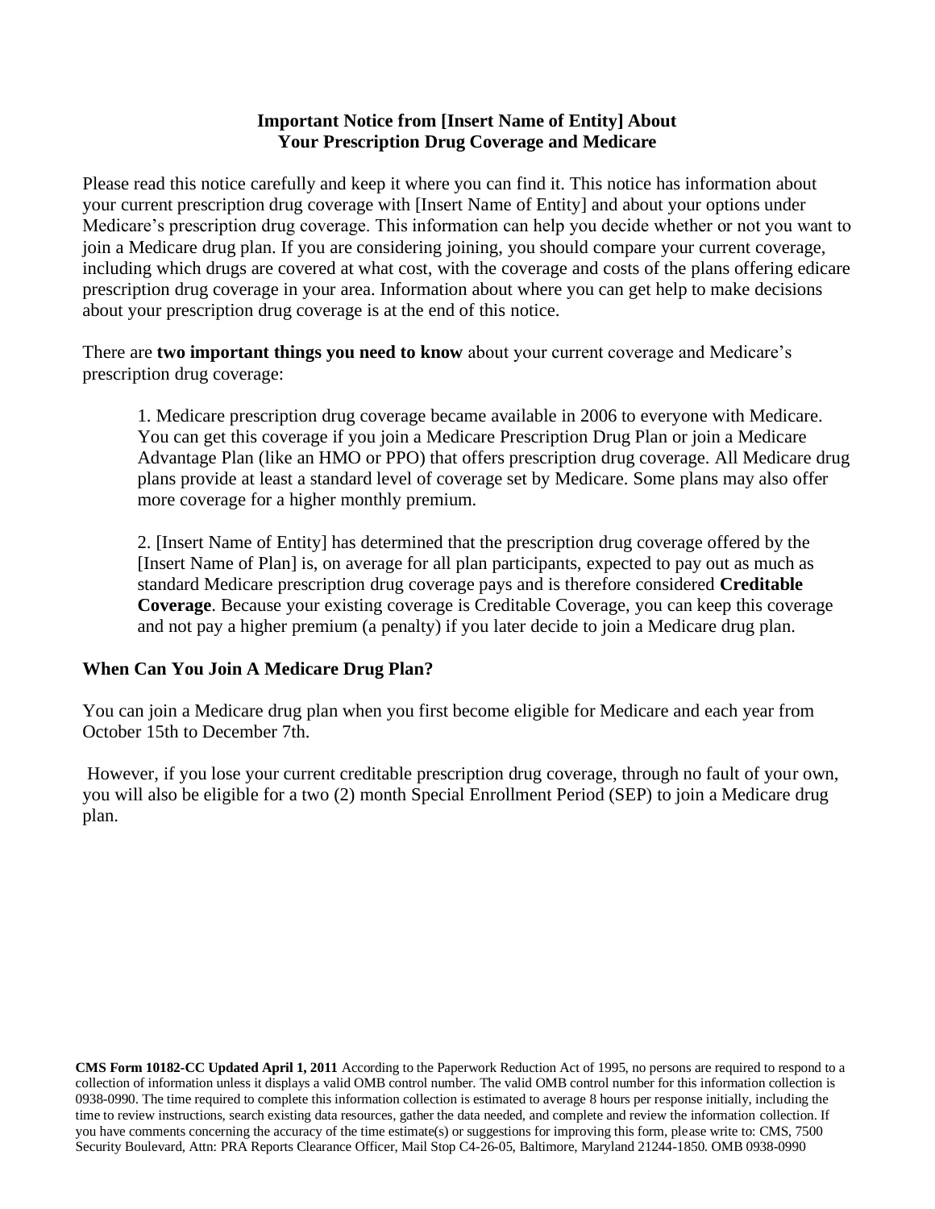# Important Notice from [Insert Name of Entity] About Your Prescription Drug Coverage and Medicare

Please read this notice carefully and keep it where you can find it. This notice has information about your current prescription drug coverage with [Insert Name of Entity] and about your options under Medicare's prescription drug coverage. This information can help you decide whether or not you want to join a Medicare drug plan. If you are considering joining, you should compare your current coverage, including which drugs are covered at what cost, with the coverage and costs of the plans offering edicare prescription drug coverage in your area. Information about where you can get help to make decisions about your prescription drug coverage is at the end of this notice.

There are **two important things you need to know** about your current coverage and Medicare's prescription drug coverage:

1. Medicare prescription drug coverage became available in 2006 to everyone with Medicare. You can get this coverage if you join a Medicare Prescription Drug Plan or join a Medicare Advantage Plan (like an HMO or PPO) that offers prescription drug coverage. All Medicare drug plans provide at least a standard level of coverage set by Medicare. Some plans may also offer more coverage for a higher monthly premium.

2. [Insert Name of Entity] has determined that the prescription drug coverage offered by the [Insert Name of Plan] is, on average for all plan participants, expected to pay out as much as standard Medicare prescription drug coverage pays and is therefore considered **Creditable Coverage**. Because your existing coverage is Creditable Coverage, you can keep this coverage and not pay a higher premium (a penalty) if you later decide to join a Medicare drug plan.

## When Can You Join A Medicare Drug Plan?

You can join a Medicare drug plan when you first become eligible for Medicare and each year from October 15th to December 7th.

However, if you lose your current creditable prescription drug coverage, through no fault of your own, you will also be eligible for a two (2) month Special Enrollment Period (SEP) to join a Medicare drug plan.

**CMS Form 10182-CC Updated April 1, 2011** According to the Paperwork Reduction Act of 1995, no persons are required to respond to a collection of information unless it displays a valid OMB control number. The valid OMB control number for this information collection is 0938-0990. The time required to complete this information collection is estimated to average 8 hours per response initially, including the time to review instructions, search existing data resources, gather the data needed, and complete and review the information collection. If you have comments concerning the accuracy of the time estimate(s) or suggestions for improving this form, please write to: CMS, 7500 Security Boulevard, Attn: PRA Reports Clearance Officer, Mail Stop C4-26-05, Baltimore, Maryland 21244-1850. OMB 0938-0990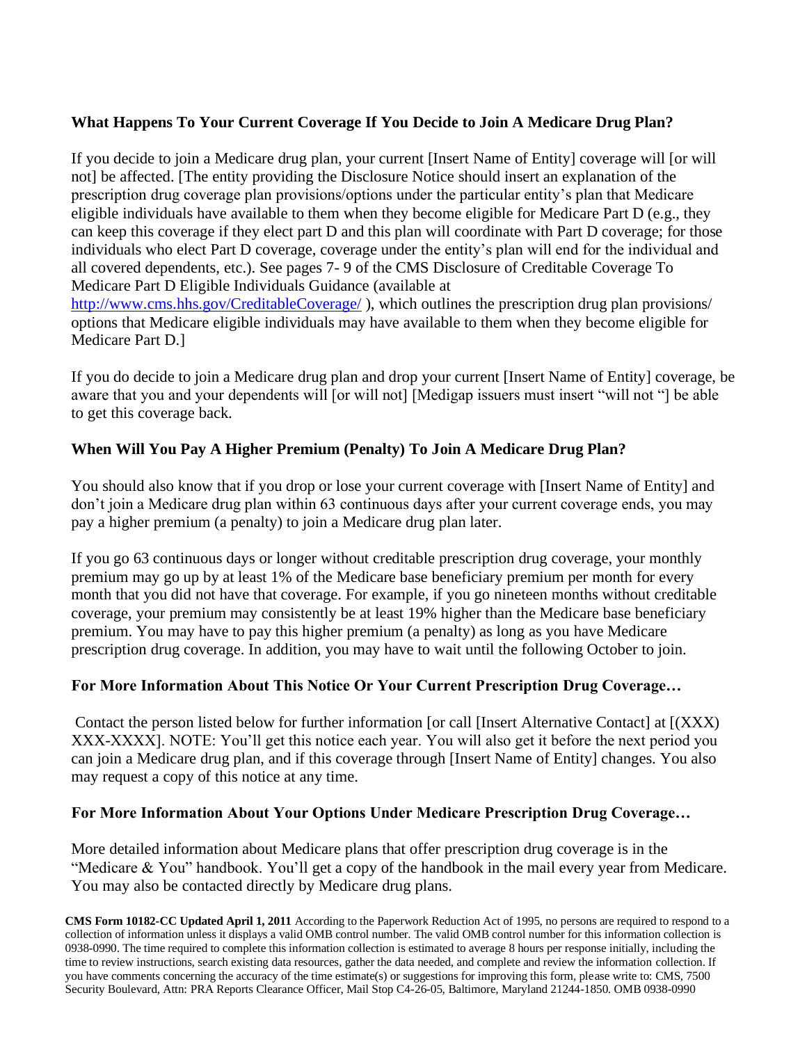**What Happens To Your Current Coverage If You Decide to Join A Medicare Drug Plan?**

If you decide to join a Medicare drug plan, your current [Insert Name of Entity] coverage will [or will not] be affected. [The entity providing the Disclosure Notice should insert an explanation of the prescription drug coverage plan provisions/options under the particular entity's plan that Medicare eligible individuals have available to them when they become eligible for Medicare Part D (e.g., they can keep this coverage if they elect part D and this plan will coordinate with Part D coverage; for those individuals who elect Part D coverage, coverage under the entity's plan will end for the individual and all covered dependents, etc.). See pages 7- 9 of the CMS Disclosure of Creditable Coverage To Medicare Part D Eligible Individuals Guidance (available at http://www.cms.hhs.gov/CreditableCoverage/ ), which outlines the prescription drug plan provisions/ options that Medicare eligible individuals may have available to them when they become eligible for Medicare Part D.]

If you do decide to join a Medicare drug plan and drop your current [Insert Name of Entity] coverage, be aware that you and your dependents will [or will not] [Medigap issuers must insert "will not "] be able to get this coverage back.

**When Will You Pay A Higher Premium (Penalty) To Join A Medicare Drug Plan?**

You should also know that if you drop or lose your current coverage with [Insert Name of Entity] and don't join a Medicare drug plan within 63 continuous days after your current coverage ends, you may pay a higher premium (a penalty) to join a Medicare drug plan later.

If you go 63 continuous days or longer without creditable prescription drug coverage, your monthly premium may go up by at least 1% of the Medicare base beneficiary premium per month for every month that you did not have that coverage. For example, if you go nineteen months without creditable coverage, your premium may consistently be at least 19% higher than the Medicare base beneficiary premium. You may have to pay this higher premium (a penalty) as long as you have Medicare prescription drug coverage. In addition, you may have to wait until the following October to join.

**For More Information About This Notice Or Your Current Prescription Drug Coverage…**

Contact the person listed below for further information [or call [Insert Alternative Contact] at [(XXX) XXX-XXXX]. NOTE: You'll get this notice each year. You will also get it before the next period you can join a Medicare drug plan, and if this coverage through [Insert Name of Entity] changes. You also may request a copy of this notice at any time.

**For More Information About Your Options Under Medicare Prescription Drug Coverage…**

More detailed information about Medicare plans that offer prescription drug coverage is in the "Medicare & You" handbook. You'll get a copy of the handbook in the mail every year from Medicare. You may also be contacted directly by Medicare drug plans.

**CMS Form 10182-CC Updated April 1, 2011** According to the Paperwork Reduction Act of 1995, no persons are required to respond to a collection of information unless it displays a valid OMB control number. The valid OMB control number for this information collection is 0938-0990. The time required to complete this information collection is estimated to average 8 hours per response initially, including the time to review instructions, search existing data resources, gather the data needed, and complete and review the information collection. If you have comments concerning the accuracy of the time estimate(s) or suggestions for improving this form, please write to: CMS, 7500 Security Boulevard, Attn: PRA Reports Clearance Officer, Mail Stop C4-26-05, Baltimore, Maryland 21244-1850. OMB 0938-0990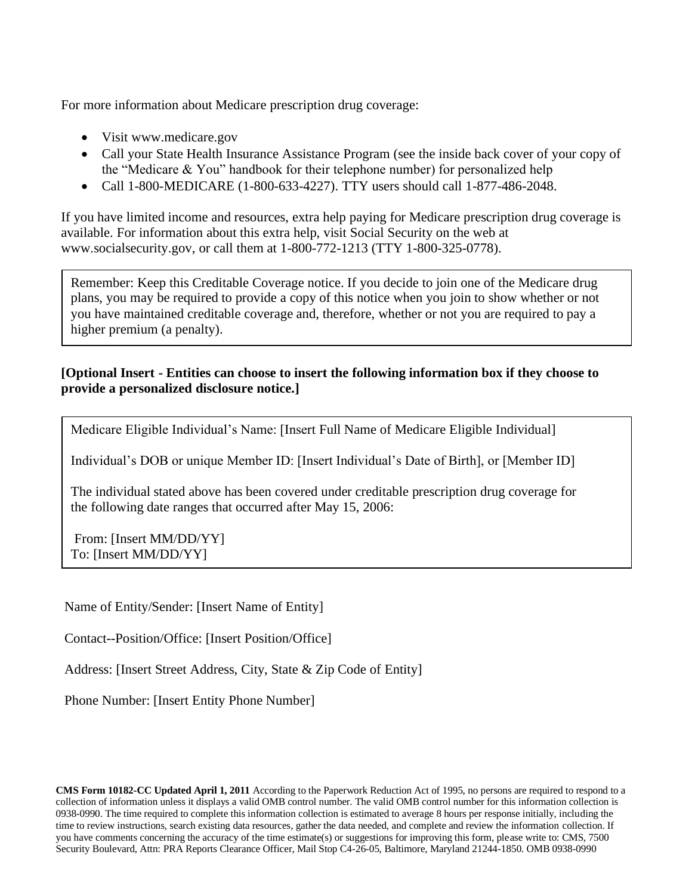For more information about Medicare prescription drug coverage:

- Visit www.medicare.gov
- Call your State Health Insurance Assistance Program (see the inside back cover of your copy of the "Medicare & You" handbook for their telephone number) for personalized help
- Call 1-800-MEDICARE (1-800-633-4227). TTY users should call 1-877-486-2048.

If you have limited income and resources, extra help paying for Medicare prescription drug coverage is available. For information about this extra help, visit Social Security on the web at www.socialsecurity.gov, or call them at 1-800-772-1213 (TTY 1-800-325-0778).

> Remember: Keep this Creditable Coverage notice. If you decide to join one of the Medicare drug plans, you may be required to provide a copy of this notice when you join to show whether or not you have maintained creditable coverage and, therefore, whether or not you are required to pay a higher premium (a penalty).

**[Optional Insert - Entities can choose to insert the following information box if they choose to provide a personalized disclosure notice.]**

> Medicare Eligible Individual's Name: [Insert Full Name of Medicare Eligible Individual]
>
> Individual's DOB or unique Member ID: [Insert Individual's Date of Birth], or [Member ID]
>
> The individual stated above has been covered under creditable prescription drug coverage for the following date ranges that occurred after May 15, 2006:
>
> From: [Insert MM/DD/YY]
> To: [Insert MM/DD/YY]

Name of Entity/Sender: [Insert Name of Entity]

Contact--Position/Office: [Insert Position/Office]

Address: [Insert Street Address, City, State & Zip Code of Entity]

Phone Number: [Insert Entity Phone Number]

**CMS Form 10182-CC Updated April 1, 2011** According to the Paperwork Reduction Act of 1995, no persons are required to respond to a collection of information unless it displays a valid OMB control number. The valid OMB control number for this information collection is 0938-0990. The time required to complete this information collection is estimated to average 8 hours per response initially, including the time to review instructions, search existing data resources, gather the data needed, and complete and review the information collection. If you have comments concerning the accuracy of the time estimate(s) or suggestions for improving this form, please write to: CMS, 7500 Security Boulevard, Attn: PRA Reports Clearance Officer, Mail Stop C4-26-05, Baltimore, Maryland 21244-1850. OMB 0938-0990